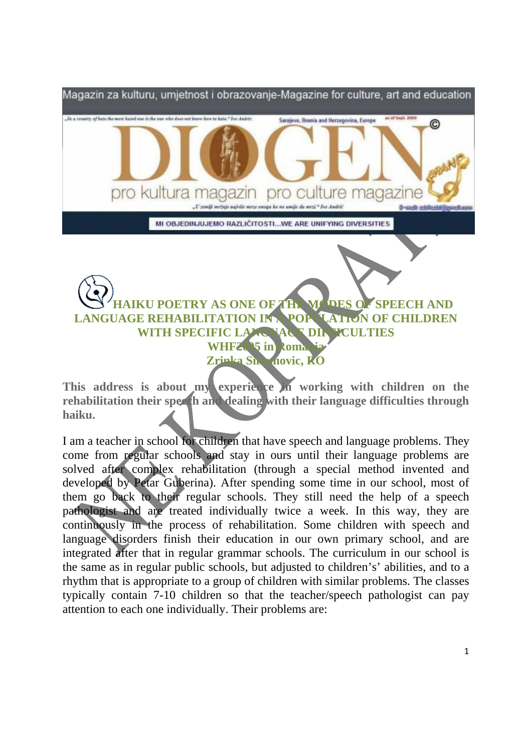Magazin za kulturu, umjetnost i obrazovanje-Magazine for culture, art and education

# DIOGEN pro kultura magazin pro culture magazine

MI OBJEDINJUJEMO RAZLIČITOSTI...WE ARE UNIFYING DIVERSITIES

## HAIKU POETRY AS ONE OF THE MODES OF SPEECH AND LANGUAGE REHABILITATION IN A POPULATION OF CHILDREN WITH SPECIFIC LANGUAGE DIFFICULTIES

**WHF2005 in Romania**

**Zrinka Simunovic, RO**

**This address is about my experience in working with children on the rehabilitation their speech and dealing with their language difficulties through haiku.**

I am a teacher in school for children that have speech and language problems. They come from regular schools and stay in ours until their language problems are solved after complex rehabilitation (through a special method invented and developed by Petar Guberina). After spending some time in our school, most of them go back to their regular schools. They still need the help of a speech pathologist and are treated individually twice a week. In this way, they are continuously in the process of rehabilitation. Some children with speech and language disorders finish their education in our own primary school, and are integrated after that in regular grammar schools. The curriculum in our school is the same as in regular public schools, but adjusted to children's' abilities, and to a rhythm that is appropriate to a group of children with similar problems. The classes typically contain 7-10 children so that the teacher/speech pathologist can pay attention to each one individually. Their problems are: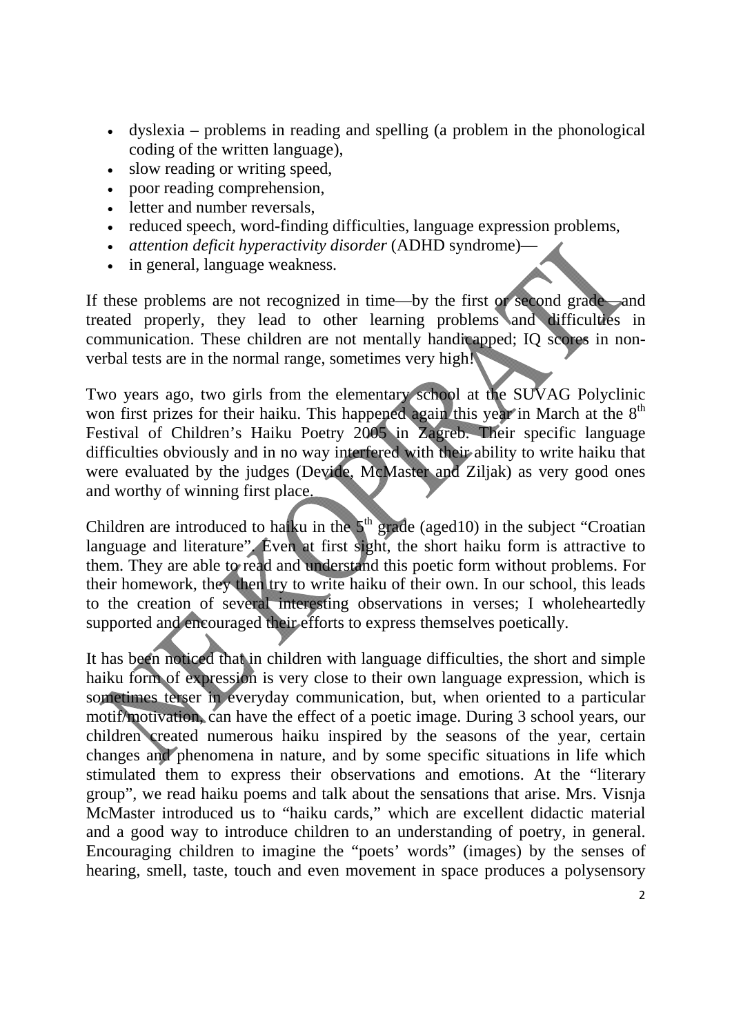- dyslexia – problems in reading and spelling (a problem in the phonological coding of the written language),
- slow reading or writing speed,
- poor reading comprehension,
- letter and number reversals,
- reduced speech, word-finding difficulties, language expression problems,
- *attention deficit hyperactivity disorder* (ADHD syndrome)—
- in general, language weakness.

If these problems are not recognized in time—by the first or second grade—and treated properly, they lead to other learning problems and difficulties in communication. These children are not mentally handicapped; IQ scores in non-verbal tests are in the normal range, sometimes very high!

Two years ago, two girls from the elementary school at the SUVAG Polyclinic won first prizes for their haiku. This happened again this year in March at the 8th Festival of Children's Haiku Poetry 2005 in Zagreb. Their specific language difficulties obviously and in no way interfered with their ability to write haiku that were evaluated by the judges (Devide, McMaster and Ziljak) as very good ones and worthy of winning first place.

Children are introduced to haiku in the 5th grade (aged10) in the subject "Croatian language and literature". Even at first sight, the short haiku form is attractive to them. They are able to read and understand this poetic form without problems. For their homework, they then try to write haiku of their own. In our school, this leads to the creation of several interesting observations in verses; I wholeheartedly supported and encouraged their efforts to express themselves poetically.

It has been noticed that in children with language difficulties, the short and simple haiku form of expression is very close to their own language expression, which is sometimes terser in everyday communication, but, when oriented to a particular motif/motivation, can have the effect of a poetic image. During 3 school years, our children created numerous haiku inspired by the seasons of the year, certain changes and phenomena in nature, and by some specific situations in life which stimulated them to express their observations and emotions. At the "literary group", we read haiku poems and talk about the sensations that arise. Mrs. Visnja McMaster introduced us to "haiku cards," which are excellent didactic material and a good way to introduce children to an understanding of poetry, in general. Encouraging children to imagine the "poets' words" (images) by the senses of hearing, smell, taste, touch and even movement in space produces a polysensory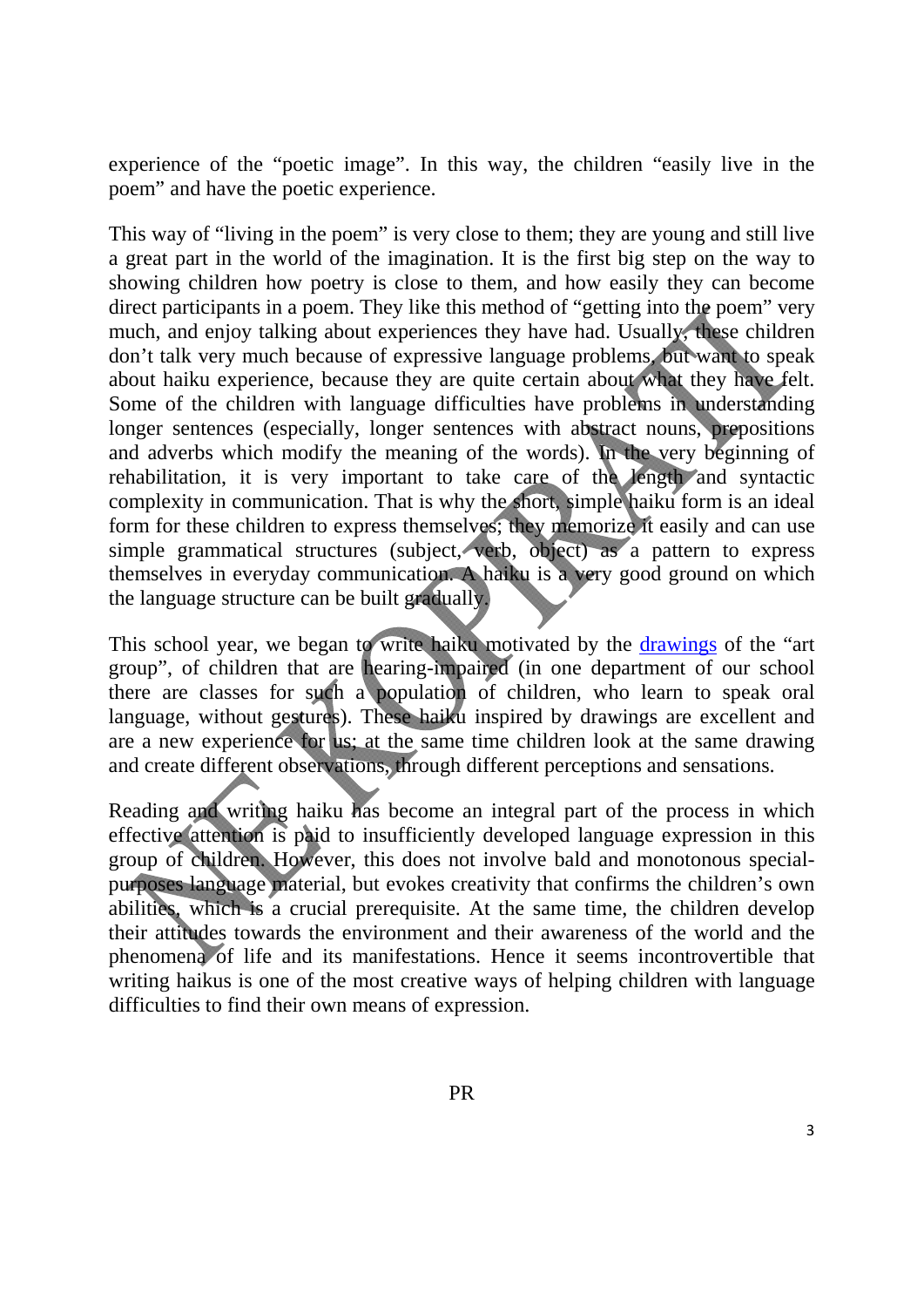experience of the “poetic image”. In this way, the children “easily live in the poem” and have the poetic experience.

This way of “living in the poem” is very close to them; they are young and still live a great part in the world of the imagination. It is the first big step on the way to showing children how poetry is close to them, and how easily they can become direct participants in a poem. They like this method of “getting into the poem” very much, and enjoy talking about experiences they have had. Usually, these children don’t talk very much because of expressive language problems, but want to speak about haiku experience, because they are quite certain about what they have felt. Some of the children with language difficulties have problems in understanding longer sentences (especially, longer sentences with abstract nouns, prepositions and adverbs which modify the meaning of the words). In the very beginning of rehabilitation, it is very important to take care of the length and syntactic complexity in communication. That is why the short, simple haiku form is an ideal form for these children to express themselves; they memorize it easily and can use simple grammatical structures (subject, verb, object) as a pattern to express themselves in everyday communication. A haiku is a very good ground on which the language structure can be built gradually.

This school year, we began to write haiku motivated by the drawings of the “art group”, of children that are hearing-impaired (in one department of our school there are classes for such a population of children, who learn to speak oral language, without gestures). These haiku inspired by drawings are excellent and are a new experience for us; at the same time children look at the same drawing and create different observations, through different perceptions and sensations.

Reading and writing haiku has become an integral part of the process in which effective attention is paid to insufficiently developed language expression in this group of children. However, this does not involve bald and monotonous special-purposes language material, but evokes creativity that confirms the children’s own abilities, which is a crucial prerequisite. At the same time, the children develop their attitudes towards the environment and their awareness of the world and the phenomena of life and its manifestations. Hence it seems incontrovertible that writing haikus is one of the most creative ways of helping children with language difficulties to find their own means of expression.

PR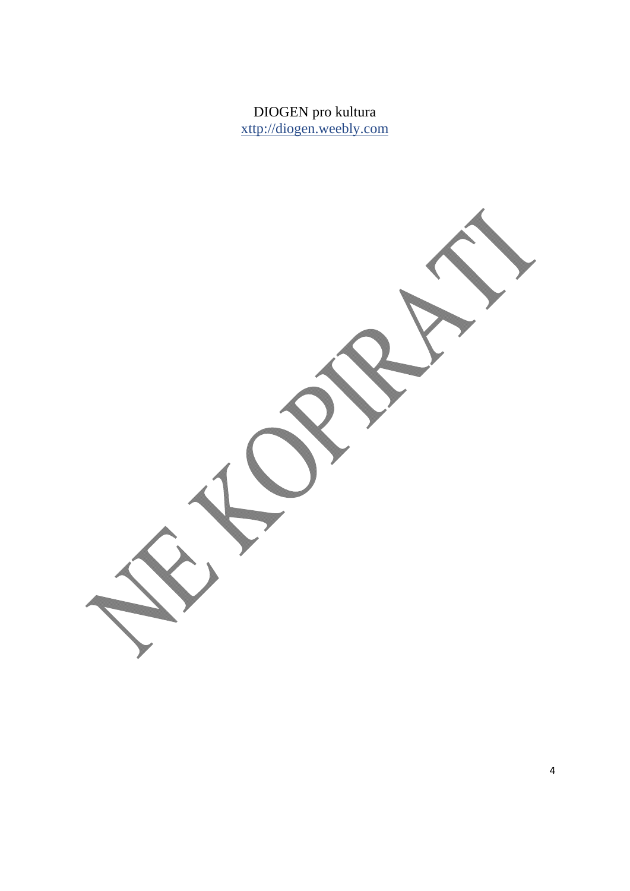DIOGEN pro kultura
xttp://diogen.weebly.com